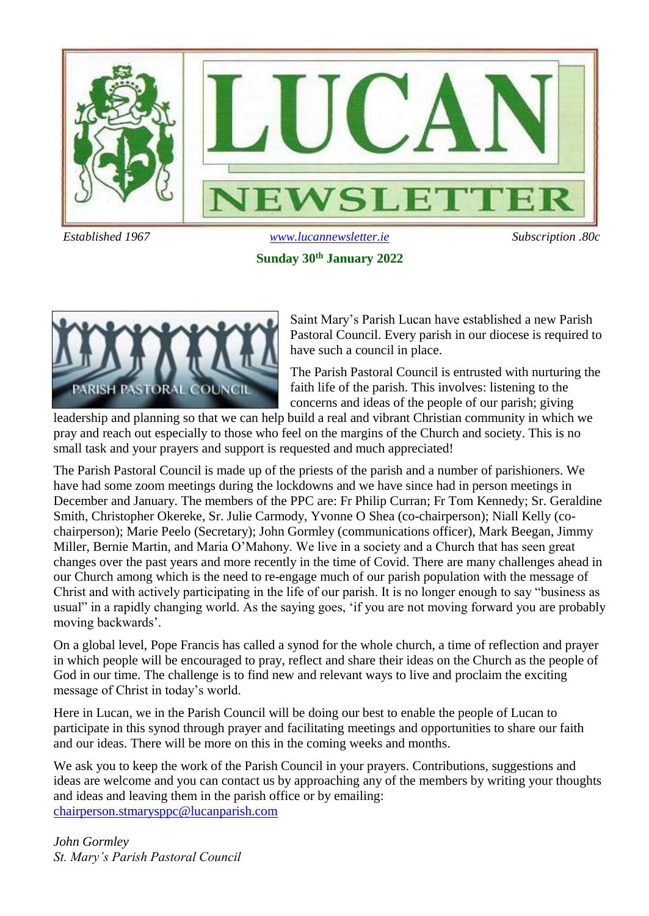# LUCAN NEWSLETTER

*Established 1967* | www.lucannewsletter.ie | *Subscription .80c*

**Sunday 30th January 2022**

Saint Mary's Parish Lucan have established a new Parish Pastoral Council. Every parish in our diocese is required to have such a council in place.

The Parish Pastoral Council is entrusted with nurturing the faith life of the parish. This involves: listening to the concerns and ideas of the people of our parish; giving leadership and planning so that we can help build a real and vibrant Christian community in which we pray and reach out especially to those who feel on the margins of the Church and society. This is no small task and your prayers and support is requested and much appreciated!

The Parish Pastoral Council is made up of the priests of the parish and a number of parishioners. We have had some zoom meetings during the lockdowns and we have since had in person meetings in December and January. The members of the PPC are: Fr Philip Curran; Fr Tom Kennedy; Sr. Geraldine Smith, Christopher Okereke, Sr. Julie Carmody, Yvonne O Shea (co-chairperson); Niall Kelly (co-chairperson); Marie Peelo (Secretary); John Gormley (communications officer), Mark Beegan, Jimmy Miller, Bernie Martin, and Maria O'Mahony. We live in a society and a Church that has seen great changes over the past years and more recently in the time of Covid. There are many challenges ahead in our Church among which is the need to re-engage much of our parish population with the message of Christ and with actively participating in the life of our parish. It is no longer enough to say "business as usual" in a rapidly changing world. As the saying goes, 'if you are not moving forward you are probably moving backwards'.

On a global level, Pope Francis has called a synod for the whole church, a time of reflection and prayer in which people will be encouraged to pray, reflect and share their ideas on the Church as the people of God in our time. The challenge is to find new and relevant ways to live and proclaim the exciting message of Christ in today's world.

Here in Lucan, we in the Parish Council will be doing our best to enable the people of Lucan to participate in this synod through prayer and facilitating meetings and opportunities to share our faith and our ideas. There will be more on this in the coming weeks and months.

We ask you to keep the work of the Parish Council in your prayers. Contributions, suggestions and ideas are welcome and you can contact us by approaching any of the members by writing your thoughts and ideas and leaving them in the parish office or by emailing: chairperson.stmarysppc@lucanparish.com

*John Gormley*
*St. Mary's Parish Pastoral Council*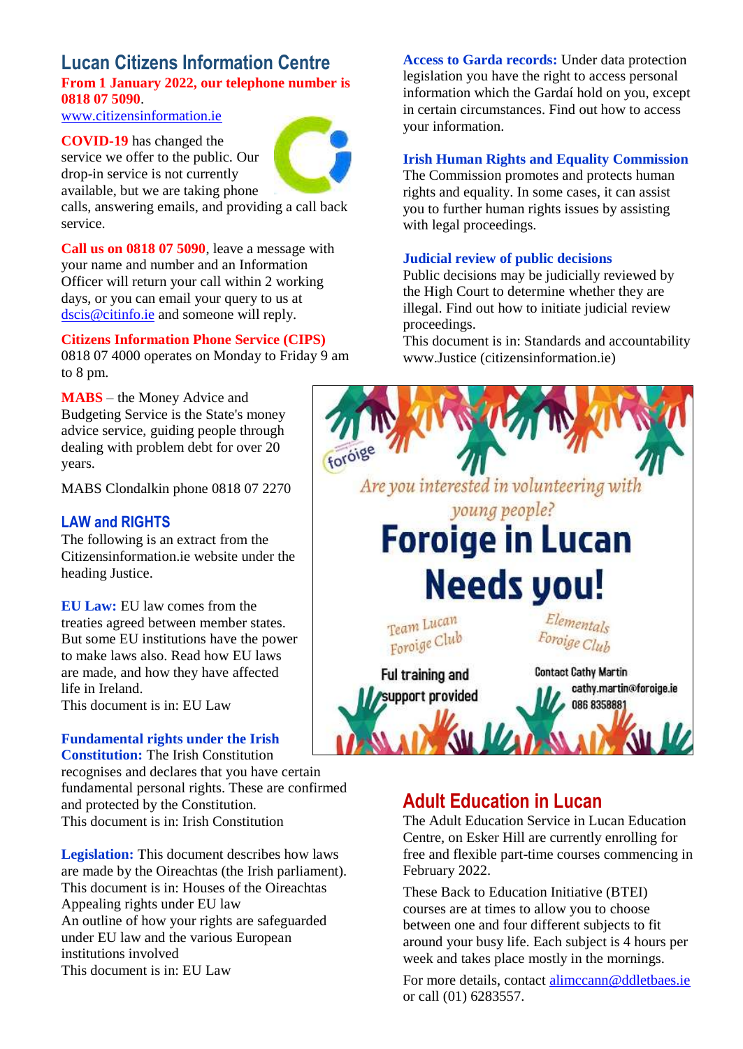## Lucan Citizens Information Centre

**From 1 January 2022, our telephone number is 0818 07 5090**.

www.citizensinformation.ie

**COVID-19** has changed the service we offer to the public. Our drop-in service is not currently available, but we are taking phone calls, answering emails, and providing a call back service.

**Call us on 0818 07 5090**, leave a message with your name and number and an Information Officer will return your call within 2 working days, or you can email your query to us at dscis@citinfo.ie and someone will reply.

**Citizens Information Phone Service (CIPS)**
0818 07 4000 operates on Monday to Friday 9 am to 8 pm.

**MABS** – the Money Advice and Budgeting Service is the State's money advice service, guiding people through dealing with problem debt for over 20 years.

MABS Clondalkin phone 0818 07 2270

## LAW and RIGHTS

The following is an extract from the Citizensinformation.ie website under the heading Justice.

**EU Law:** EU law comes from the treaties agreed between member states. But some EU institutions have the power to make laws also. Read how EU laws are made, and how they have affected life in Ireland.
This document is in: EU Law

**Fundamental rights under the Irish Constitution:** The Irish Constitution recognises and declares that you have certain fundamental personal rights. These are confirmed and protected by the Constitution.
This document is in: Irish Constitution

**Legislation:** This document describes how laws are made by the Oireachtas (the Irish parliament).
This document is in: Houses of the Oireachtas
Appealing rights under EU law
An outline of how your rights are safeguarded under EU law and the various European institutions involved
This document is in: EU Law

**Access to Garda records:** Under data protection legislation you have the right to access personal information which the Gardaí hold on you, except in certain circumstances. Find out how to access your information.

**Irish Human Rights and Equality Commission**
The Commission promotes and protects human rights and equality. In some cases, it can assist you to further human rights issues by assisting with legal proceedings.

**Judicial review of public decisions**
Public decisions may be judicially reviewed by the High Court to determine whether they are illegal. Find out how to initiate judicial review proceedings.
This document is in: Standards and accountability
www.Justice (citizensinformation.ie)

foróige

*Are you interested in volunteering with young people?*

**Foroige in Lucan Needs you!**

*Team Lucan Foroige Club*

*Elementals Foroige Club*

Ful training and support provided

Contact Cathy Martin
cathy.martin@foroige.ie
086 8358881

## Adult Education in Lucan

The Adult Education Service in Lucan Education Centre, on Esker Hill are currently enrolling for free and flexible part-time courses commencing in February 2022.

These Back to Education Initiative (BTEI) courses are at times to allow you to choose between one and four different subjects to fit around your busy life. Each subject is 4 hours per week and takes place mostly in the mornings.

For more details, contact alimccann@ddletbaes.ie or call (01) 6283557.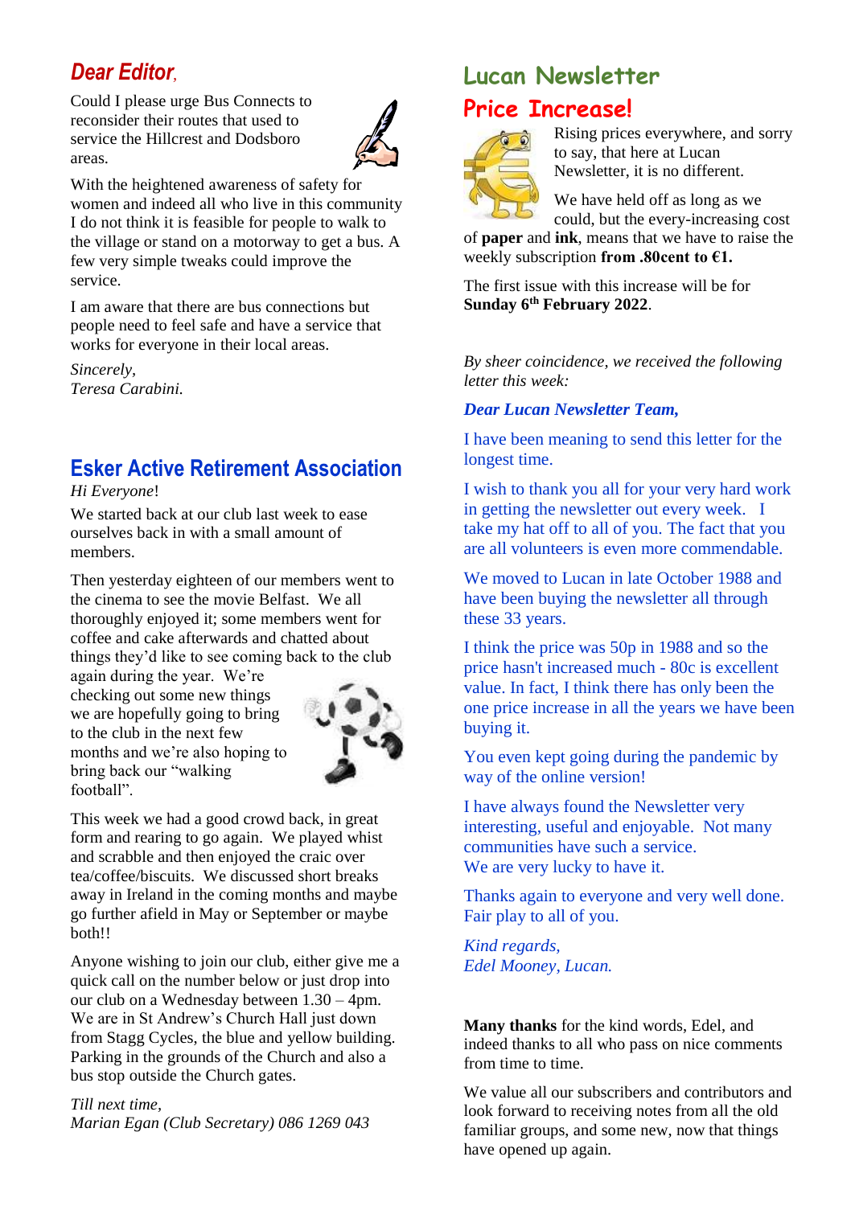## *Dear Editor*,

Could I please urge Bus Connects to reconsider their routes that used to service the Hillcrest and Dodsboro areas.

With the heightened awareness of safety for women and indeed all who live in this community I do not think it is feasible for people to walk to the village or stand on a motorway to get a bus. A few very simple tweaks could improve the service.

I am aware that there are bus connections but people need to feel safe and have a service that works for everyone in their local areas.

*Sincerely,*
*Teresa Carabini.*

## Esker Active Retirement Association

*Hi Everyone*!

We started back at our club last week to ease ourselves back in with a small amount of members.

Then yesterday eighteen of our members went to the cinema to see the movie Belfast. We all thoroughly enjoyed it; some members went for coffee and cake afterwards and chatted about things they'd like to see coming back to the club again during the year. We're checking out some new things we are hopefully going to bring to the club in the next few months and we're also hoping to bring back our "walking football".

This week we had a good crowd back, in great form and rearing to go again. We played whist and scrabble and then enjoyed the craic over tea/coffee/biscuits. We discussed short breaks away in Ireland in the coming months and maybe go further afield in May or September or maybe both!!

Anyone wishing to join our club, either give me a quick call on the number below or just drop into our club on a Wednesday between 1.30 – 4pm. We are in St Andrew's Church Hall just down from Stagg Cycles, the blue and yellow building. Parking in the grounds of the Church and also a bus stop outside the Church gates.

*Till next time,*
*Marian Egan (Club Secretary) 086 1269 043*

## Lucan Newsletter

## Price Increase!

Rising prices everywhere, and sorry to say, that here at Lucan Newsletter, it is no different.

We have held off as long as we could, but the every-increasing cost of **paper** and **ink**, means that we have to raise the weekly subscription **from .80cent to €1.**

The first issue with this increase will be for **Sunday 6th February 2022**.

*By sheer coincidence, we received the following letter this week:*

***Dear Lucan Newsletter Team,***

I have been meaning to send this letter for the longest time.

I wish to thank you all for your very hard work in getting the newsletter out every week. I take my hat off to all of you. The fact that you are all volunteers is even more commendable.

We moved to Lucan in late October 1988 and have been buying the newsletter all through these 33 years.

I think the price was 50p in 1988 and so the price hasn't increased much - 80c is excellent value. In fact, I think there has only been the one price increase in all the years we have been buying it.

You even kept going during the pandemic by way of the online version!

I have always found the Newsletter very interesting, useful and enjoyable. Not many communities have such a service.
We are very lucky to have it.

Thanks again to everyone and very well done. Fair play to all of you.

*Kind regards,*
*Edel Mooney, Lucan.*

**Many thanks** for the kind words, Edel, and indeed thanks to all who pass on nice comments from time to time.

We value all our subscribers and contributors and look forward to receiving notes from all the old familiar groups, and some new, now that things have opened up again.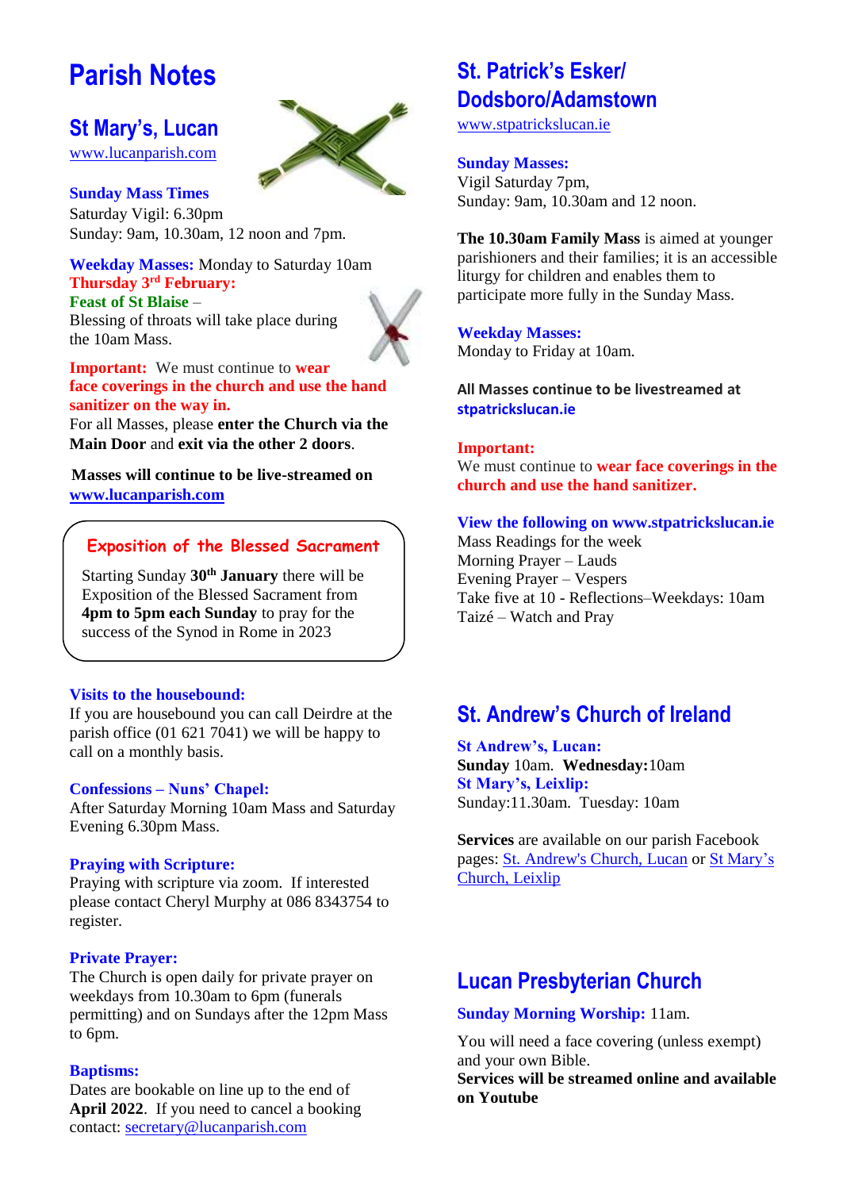# Parish Notes

## St Mary's, Lucan

www.lucanparish.com

**Sunday Mass Times**
Saturday Vigil: 6.30pm
Sunday: 9am, 10.30am, 12 noon and 7pm.

**Weekday Masses:** Monday to Saturday 10am
**Thursday 3rd February:**
**Feast of St Blaise** –
Blessing of throats will take place during the 10am Mass.

**Important:** We must continue to **wear face coverings in the church and use the hand sanitizer on the way in.**
For all Masses, please **enter the Church via the Main Door** and **exit via the other 2 doors**.

**Masses will continue to be live-streamed on www.lucanparish.com**

### Exposition of the Blessed Sacrament

Starting Sunday **30th January** there will be Exposition of the Blessed Sacrament from **4pm to 5pm each Sunday** to pray for the success of the Synod in Rome in 2023

**Visits to the housebound:**
If you are housebound you can call Deirdre at the parish office (01 621 7041) we will be happy to call on a monthly basis.

**Confessions – Nuns' Chapel:**
After Saturday Morning 10am Mass and Saturday Evening 6.30pm Mass.

**Praying with Scripture:**
Praying with scripture via zoom. If interested please contact Cheryl Murphy at 086 8343754 to register.

**Private Prayer:**
The Church is open daily for private prayer on weekdays from 10.30am to 6pm (funerals permitting) and on Sundays after the 12pm Mass to 6pm.

**Baptisms:**
Dates are bookable on line up to the end of **April 2022**. If you need to cancel a booking contact: secretary@lucanparish.com

## St. Patrick's Esker/ Dodsboro/Adamstown

www.stpatrickslucan.ie

**Sunday Masses:**
Vigil Saturday 7pm,
Sunday: 9am, 10.30am and 12 noon.

**The 10.30am Family Mass** is aimed at younger parishioners and their families; it is an accessible liturgy for children and enables them to participate more fully in the Sunday Mass.

**Weekday Masses:**
Monday to Friday at 10am.

**All Masses continue to be livestreamed at stpatrickslucan.ie**

**Important:**
We must continue to **wear face coverings in the church and use the hand sanitizer.**

**View the following on www.stpatrickslucan.ie**
Mass Readings for the week
Morning Prayer – Lauds
Evening Prayer – Vespers
Take five at 10 - Reflections–Weekdays: 10am
Taizé – Watch and Pray

## St. Andrew's Church of Ireland

**St Andrew's, Lucan:**
**Sunday** 10am. **Wednesday:**10am
**St Mary's, Leixlip:**
Sunday:11.30am. Tuesday: 10am

**Services** are available on our parish Facebook pages: St. Andrew's Church, Lucan or St Mary's Church, Leixlip

## Lucan Presbyterian Church

**Sunday Morning Worship:** 11am.

You will need a face covering (unless exempt) and your own Bible.
**Services will be streamed online and available on Youtube**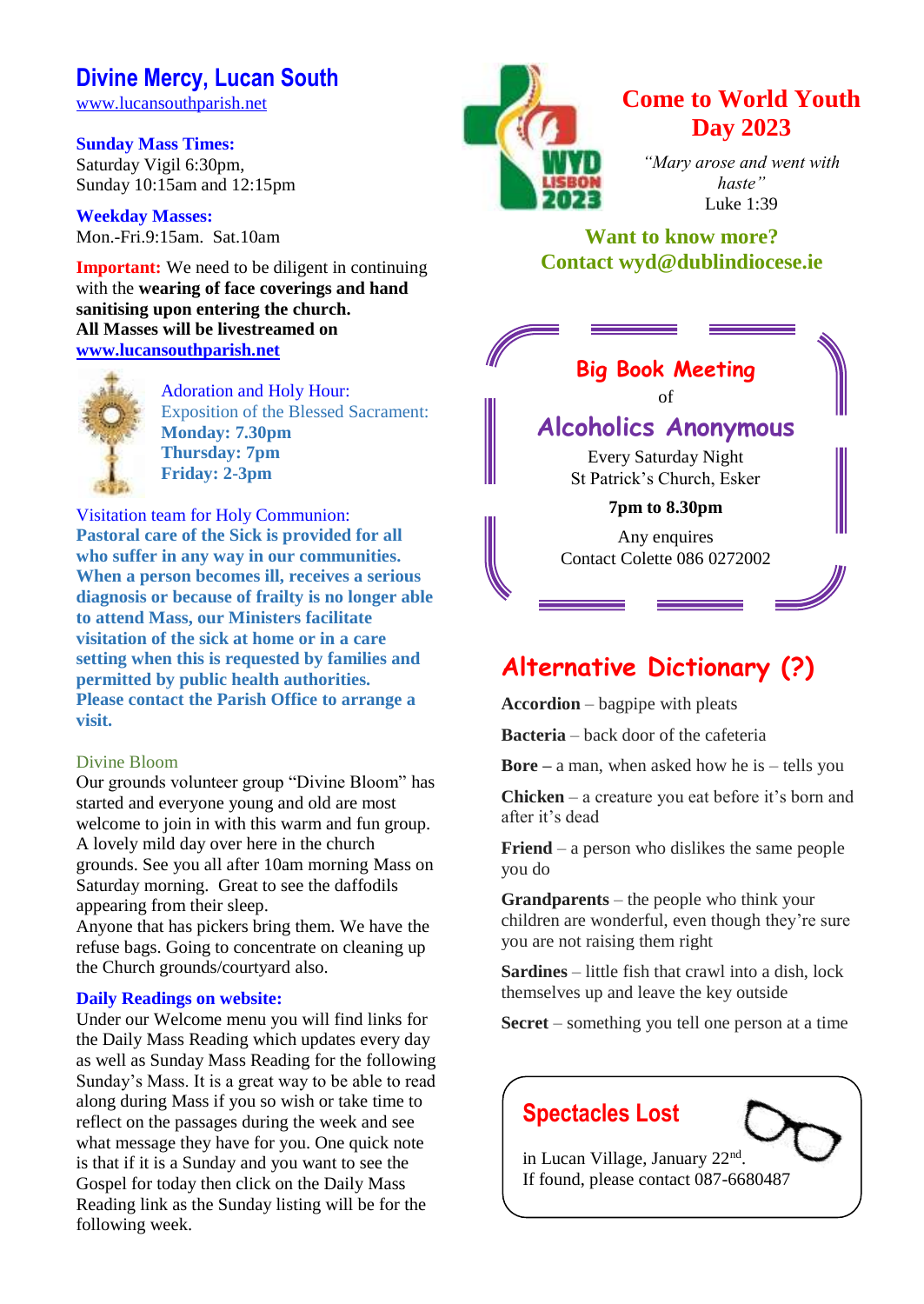# Divine Mercy, Lucan South

www.lucansouthparish.net

**Sunday Mass Times:**
Saturday Vigil 6:30pm,
Sunday 10:15am and 12:15pm

**Weekday Masses:**
Mon.-Fri.9:15am. Sat.10am

**Important:** We need to be diligent in continuing with the **wearing of face coverings and hand sanitising upon entering the church.**
**All Masses will be livestreamed on www.lucansouthparish.net**

Adoration and Holy Hour:
Exposition of the Blessed Sacrament:
**Monday: 7.30pm**
**Thursday: 7pm**
**Friday: 2-3pm**

Visitation team for Holy Communion:
**Pastoral care of the Sick is provided for all who suffer in any way in our communities. When a person becomes ill, receives a serious diagnosis or because of frailty is no longer able to attend Mass, our Ministers facilitate visitation of the sick at home or in a care setting when this is requested by families and permitted by public health authorities. Please contact the Parish Office to arrange a visit.**

Divine Bloom
Our grounds volunteer group "Divine Bloom" has started and everyone young and old are most welcome to join in with this warm and fun group. A lovely mild day over here in the church grounds. See you all after 10am morning Mass on Saturday morning. Great to see the daffodils appearing from their sleep.
Anyone that has pickers bring them. We have the refuse bags. Going to concentrate on cleaning up the Church grounds/courtyard also.

**Daily Readings on website:**
Under our Welcome menu you will find links for the Daily Mass Reading which updates every day as well as Sunday Mass Reading for the following Sunday's Mass. It is a great way to be able to read along during Mass if you so wish or take time to reflect on the passages during the week and see what message they have for you. One quick note is that if it is a Sunday and you want to see the Gospel for today then click on the Daily Mass Reading link as the Sunday listing will be for the following week.

## Come to World Youth Day 2023

*"Mary arose and went with haste"*
Luke 1:39

**Want to know more?**
**Contact wyd@dublindiocese.ie**

## Big Book Meeting
of
## Alcoholics Anonymous

Every Saturday Night
St Patrick's Church, Esker

**7pm to 8.30pm**

Any enquires
Contact Colette 086 0272002

## Alternative Dictionary (?)

**Accordion** – bagpipe with pleats

**Bacteria** – back door of the cafeteria

**Bore –** a man, when asked how he is – tells you

**Chicken** – a creature you eat before it's born and after it's dead

**Friend** – a person who dislikes the same people you do

**Grandparents** – the people who think your children are wonderful, even though they're sure you are not raising them right

**Sardines** – little fish that crawl into a dish, lock themselves up and leave the key outside

**Secret** – something you tell one person at a time

## Spectacles Lost

in Lucan Village, January 22nd.
If found, please contact 087-6680487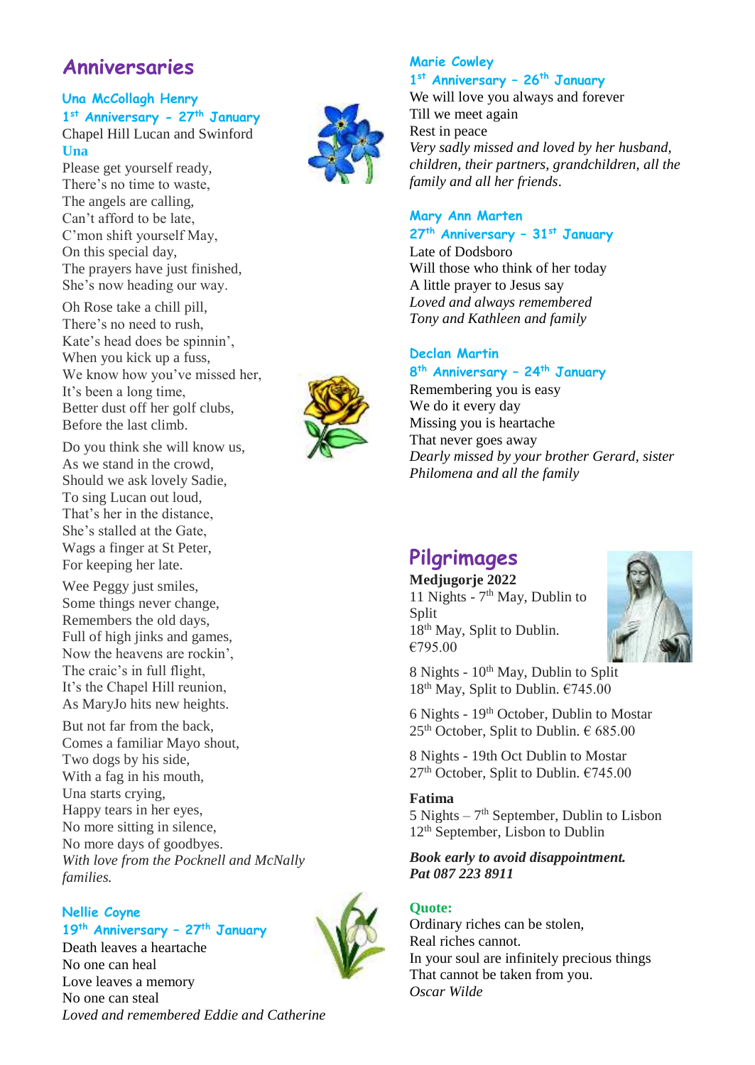## Anniversaries

### Una McCollagh Henry
**1st Anniversary – 27th January**

Chapel Hill Lucan and Swinford

**Una**

Please get yourself ready,
There's no time to waste,
The angels are calling,
Can't afford to be late,
C'mon shift yourself May,
On this special day,
The prayers have just finished,
She's now heading our way.

Oh Rose take a chill pill,
There's no need to rush,
Kate's head does be spinnin',
When you kick up a fuss,
We know how you've missed her,
It's been a long time,
Better dust off her golf clubs,
Before the last climb.

Do you think she will know us,
As we stand in the crowd,
Should we ask lovely Sadie,
To sing Lucan out loud,
That's her in the distance,
She's stalled at the Gate,
Wags a finger at St Peter,
For keeping her late.

Wee Peggy just smiles,
Some things never change,
Remembers the old days,
Full of high jinks and games,
Now the heavens are rockin',
The craic's in full flight,
It's the Chapel Hill reunion,
As MaryJo hits new heights.

But not far from the back,
Comes a familiar Mayo shout,
Two dogs by his side,
With a fag in his mouth,
Una starts crying,
Happy tears in her eyes,
No more sitting in silence,
No more days of goodbyes.

*With love from the Pocknell and McNally families.*

### Nellie Coyne
**19th Anniversary – 27th January**

Death leaves a heartache
No one can heal
Love leaves a memory
No one can steal

*Loved and remembered Eddie and Catherine*

### Marie Cowley
**1st Anniversary – 26th January**

We will love you always and forever
Till we meet again
Rest in peace

*Very sadly missed and loved by her husband, children, their partners, grandchildren, all the family and all her friends.*

### Mary Ann Marten
**27th Anniversary – 31st January**

Late of Dodsboro
Will those who think of her today
A little prayer to Jesus say

*Loved and always remembered*
*Tony and Kathleen and family*

### Declan Martin
**8th Anniversary – 24th January**

Remembering you is easy
We do it every day
Missing you is heartache
That never goes away

*Dearly missed by your brother Gerard, sister Philomena and all the family*

## Pilgrimages

**Medjugorje 2022**

11 Nights - 7th May, Dublin to Split
18th May, Split to Dublin.
€795.00

8 Nights - 10th May, Dublin to Split
18th May, Split to Dublin. €745.00

6 Nights - 19th October, Dublin to Mostar
25th October, Split to Dublin. € 685.00

8 Nights - 19th Oct Dublin to Mostar
27th October, Split to Dublin. €745.00

**Fatima**

5 Nights – 7th September, Dublin to Lisbon
12th September, Lisbon to Dublin

***Book early to avoid disappointment.***
***Pat 087 223 8911***

**Quote:**

Ordinary riches can be stolen,
Real riches cannot.
In your soul are infinitely precious things
That cannot be taken from you.

*Oscar Wilde*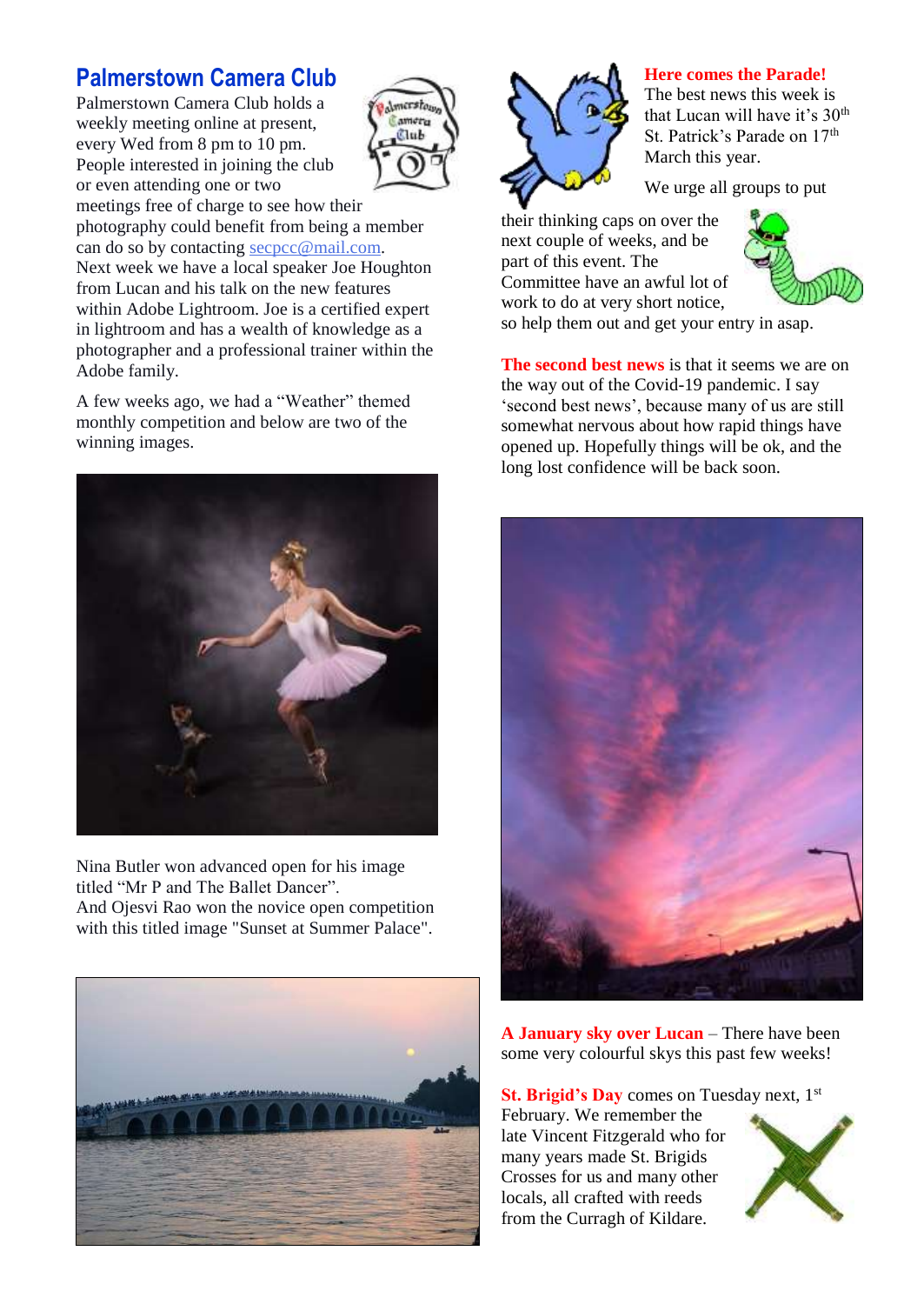## Palmerstown Camera Club

Palmerstown Camera Club holds a weekly meeting online at present, every Wed from 8 pm to 10 pm. People interested in joining the club or even attending one or two meetings free of charge to see how their photography could benefit from being a member can do so by contacting secpcc@mail.com. Next week we have a local speaker Joe Houghton from Lucan and his talk on the new features within Adobe Lightroom. Joe is a certified expert in lightroom and has a wealth of knowledge as a photographer and a professional trainer within the Adobe family.

A few weeks ago, we had a "Weather" themed monthly competition and below are two of the winning images.

Nina Butler won advanced open for his image titled "Mr P and The Ballet Dancer". And Ojesvi Rao won the novice open competition with this titled image "Sunset at Summer Palace".

**Here comes the Parade!**

The best news this week is that Lucan will have it's 30th St. Patrick's Parade on 17th March this year.

We urge all groups to put their thinking caps on over the next couple of weeks, and be part of this event. The Committee have an awful lot of work to do at very short notice, so help them out and get your entry in asap.

**The second best news** is that it seems we are on the way out of the Covid-19 pandemic. I say 'second best news', because many of us are still somewhat nervous about how rapid things have opened up. Hopefully things will be ok, and the long lost confidence will be back soon.

**A January sky over Lucan** – There have been some very colourful skys this past few weeks!

**St. Brigid's Day** comes on Tuesday next, 1st February. We remember the late Vincent Fitzgerald who for many years made St. Brigids Crosses for us and many other locals, all crafted with reeds from the Curragh of Kildare.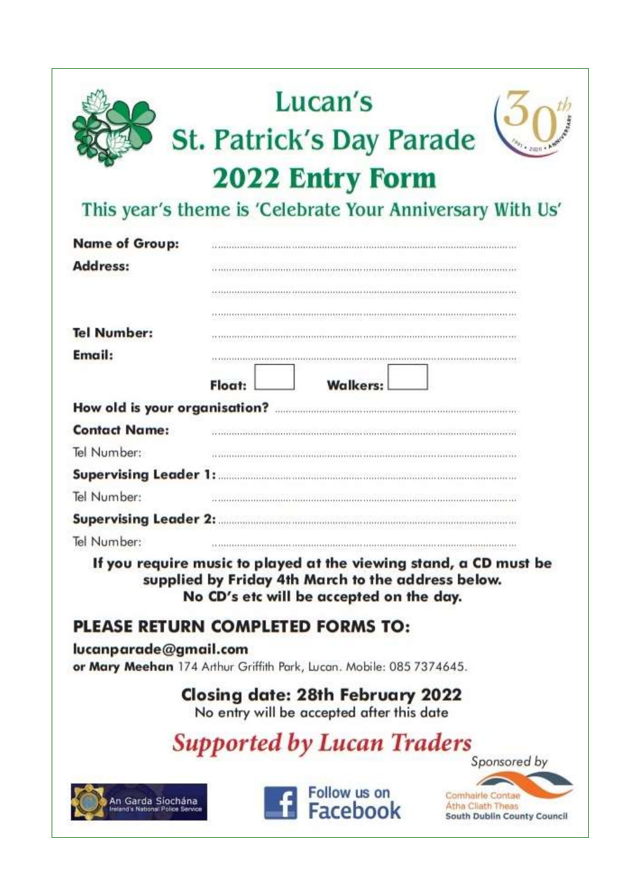# Lucan's St. Patrick's Day Parade

## 2022 Entry Form

### This year's theme is 'Celebrate Your Anniversary With Us'

**Name of Group:** ..................................................

**Address:** ..................................................

..................................................

..................................................

**Tel Number:** ..................................................

**Email:** ..................................................

**Float:** ☐ **Walkers:** ☐

**How old is your organisation?** ..................................................

**Contact Name:** ..................................................

Tel Number: ..................................................

**Supervising Leader 1:** ..................................................

Tel Number: ..................................................

**Supervising Leader 2:** ..................................................

Tel Number: ..................................................

**If you require music to played at the viewing stand, a CD must be supplied by Friday 4th March to the address below. No CD's etc will be accepted on the day.**

## PLEASE RETURN COMPLETED FORMS TO:

**lucanparade@gmail.com**

**or Mary Meehan** 174 Arthur Griffith Park, Lucan. Mobile: 085 7374645.

**Closing date: 28th February 2022**

No entry will be accepted after this date

***Supported by Lucan Traders***

*Sponsored by*

An Garda Síochána – Ireland's National Police Service

Follow us on Facebook

Comhairle Contae Átha Cliath Theas – South Dublin County Council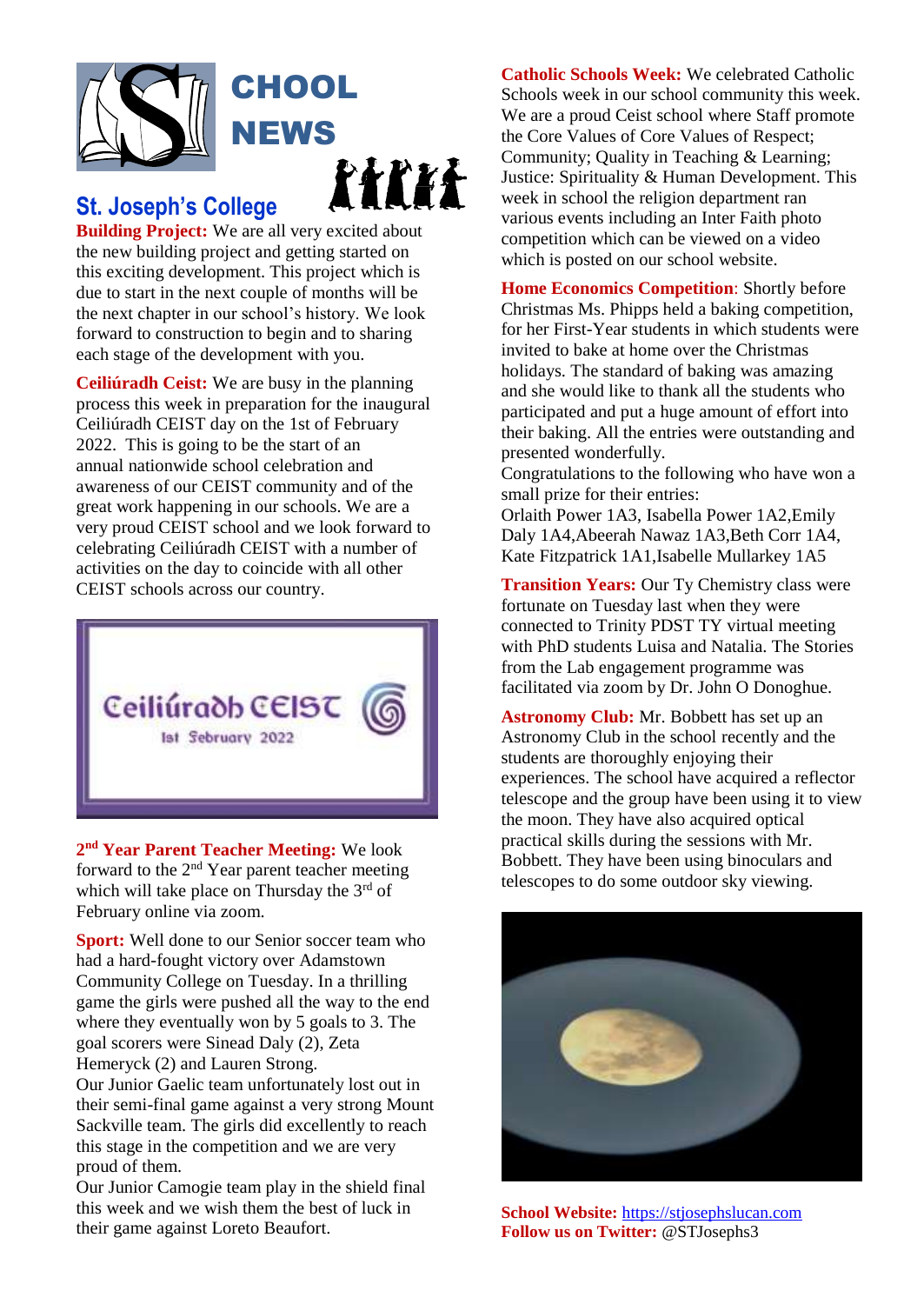# SCHOOL NEWS

## St. Joseph's College

**Building Project:** We are all very excited about the new building project and getting started on this exciting development. This project which is due to start in the next couple of months will be the next chapter in our school's history. We look forward to construction to begin and to sharing each stage of the development with you.

**Ceiliúradh Ceist:** We are busy in the planning process this week in preparation for the inaugural Ceiliúradh CEIST day on the 1st of February 2022. This is going to be the start of an annual nationwide school celebration and awareness of our CEIST community and of the great work happening in our schools. We are a very proud CEIST school and we look forward to celebrating Ceiliúradh CEIST with a number of activities on the day to coincide with all other CEIST schools across our country.

Ceiliúradh CEIST
1st February 2022

**2nd Year Parent Teacher Meeting:** We look forward to the 2nd Year parent teacher meeting which will take place on Thursday the 3rd of February online via zoom.

**Sport:** Well done to our Senior soccer team who had a hard-fought victory over Adamstown Community College on Tuesday. In a thrilling game the girls were pushed all the way to the end where they eventually won by 5 goals to 3. The goal scorers were Sinead Daly (2), Zeta Hemeryck (2) and Lauren Strong.
Our Junior Gaelic team unfortunately lost out in their semi-final game against a very strong Mount Sackville team. The girls did excellently to reach this stage in the competition and we are very proud of them.
Our Junior Camogie team play in the shield final this week and we wish them the best of luck in their game against Loreto Beaufort.

**Catholic Schools Week:** We celebrated Catholic Schools week in our school community this week. We are a proud Ceist school where Staff promote the Core Values of Core Values of Respect; Community; Quality in Teaching & Learning; Justice: Spirituality & Human Development. This week in school the religion department ran various events including an Inter Faith photo competition which can be viewed on a video which is posted on our school website.

**Home Economics Competition**: Shortly before Christmas Ms. Phipps held a baking competition, for her First-Year students in which students were invited to bake at home over the Christmas holidays. The standard of baking was amazing and she would like to thank all the students who participated and put a huge amount of effort into their baking. All the entries were outstanding and presented wonderfully.
Congratulations to the following who have won a small prize for their entries:
Orlaith Power 1A3, Isabella Power 1A2,Emily Daly 1A4,Abeerah Nawaz 1A3,Beth Corr 1A4, Kate Fitzpatrick 1A1,Isabelle Mullarkey 1A5

**Transition Years:** Our Ty Chemistry class were fortunate on Tuesday last when they were connected to Trinity PDST TY virtual meeting with PhD students Luisa and Natalia. The Stories from the Lab engagement programme was facilitated via zoom by Dr. John O Donoghue.

**Astronomy Club:** Mr. Bobbett has set up an Astronomy Club in the school recently and the students are thoroughly enjoying their experiences. The school have acquired a reflector telescope and the group have been using it to view the moon. They have also acquired optical practical skills during the sessions with Mr. Bobbett. They have been using binoculars and telescopes to do some outdoor sky viewing.

**School Website:** https://stjosephslucan.com
**Follow us on Twitter:** @STJosephs3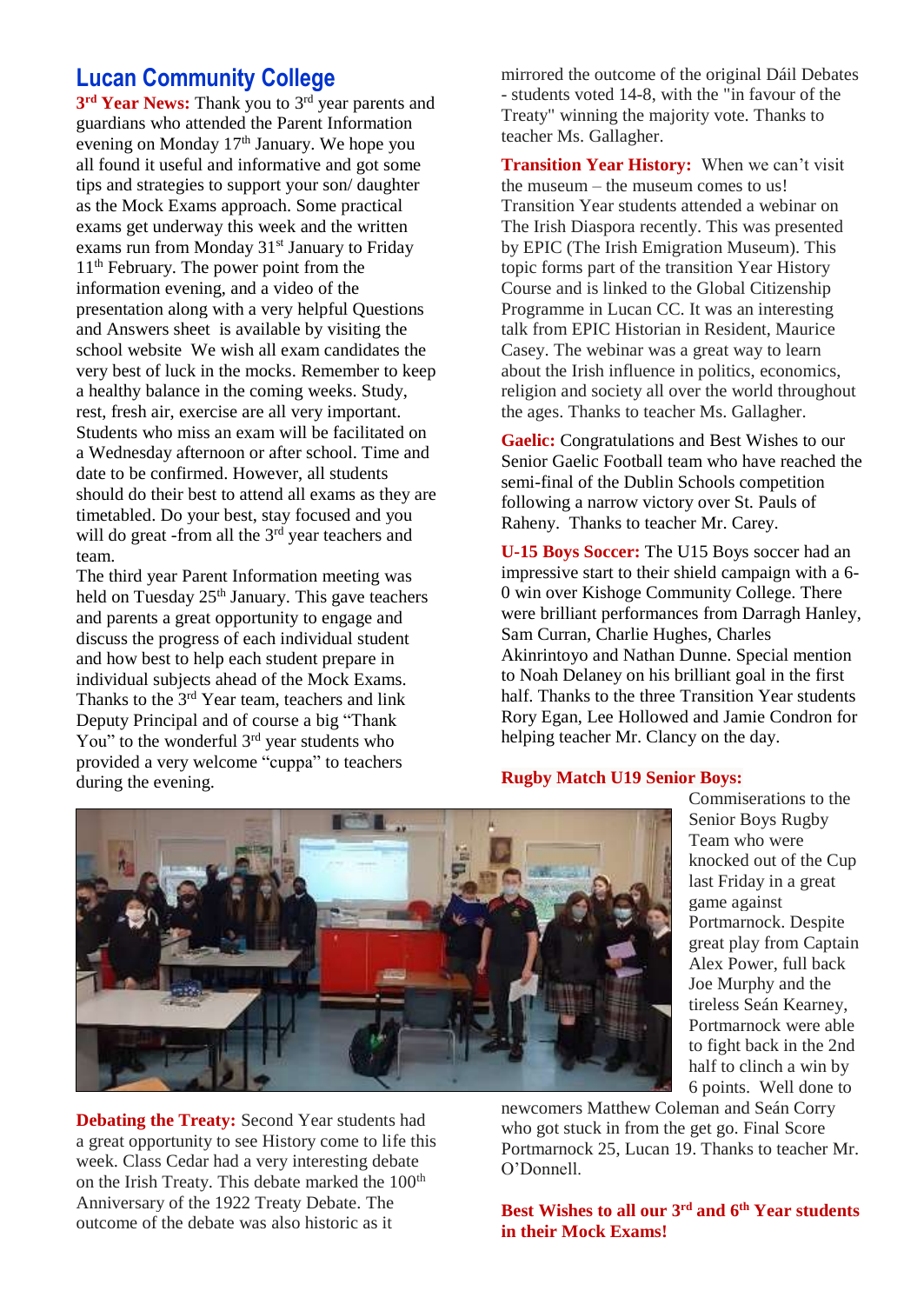## Lucan Community College

**3rd Year News:** Thank you to 3rd year parents and guardians who attended the Parent Information evening on Monday 17th January. We hope you all found it useful and informative and got some tips and strategies to support your son/ daughter as the Mock Exams approach. Some practical exams get underway this week and the written exams run from Monday 31st January to Friday 11th February. The power point from the information evening, and a video of the presentation along with a very helpful Questions and Answers sheet is available by visiting the school website We wish all exam candidates the very best of luck in the mocks. Remember to keep a healthy balance in the coming weeks. Study, rest, fresh air, exercise are all very important. Students who miss an exam will be facilitated on a Wednesday afternoon or after school. Time and date to be confirmed. However, all students should do their best to attend all exams as they are timetabled. Do your best, stay focused and you will do great -from all the 3rd year teachers and team.

The third year Parent Information meeting was held on Tuesday 25th January. This gave teachers and parents a great opportunity to engage and discuss the progress of each individual student and how best to help each student prepare in individual subjects ahead of the Mock Exams. Thanks to the 3rd Year team, teachers and link Deputy Principal and of course a big "Thank You" to the wonderful 3rd year students who provided a very welcome "cuppa" to teachers during the evening.

**Debating the Treaty:** Second Year students had a great opportunity to see History come to life this week. Class Cedar had a very interesting debate on the Irish Treaty. This debate marked the 100th Anniversary of the 1922 Treaty Debate. The outcome of the debate was also historic as it mirrored the outcome of the original Dáil Debates - students voted 14-8, with the "in favour of the Treaty" winning the majority vote. Thanks to teacher Ms. Gallagher.

**Transition Year History:** When we can't visit the museum – the museum comes to us! Transition Year students attended a webinar on The Irish Diaspora recently. This was presented by EPIC (The Irish Emigration Museum). This topic forms part of the transition Year History Course and is linked to the Global Citizenship Programme in Lucan CC. It was an interesting talk from EPIC Historian in Resident, Maurice Casey. The webinar was a great way to learn about the Irish influence in politics, economics, religion and society all over the world throughout the ages. Thanks to teacher Ms. Gallagher.

**Gaelic:** Congratulations and Best Wishes to our Senior Gaelic Football team who have reached the semi-final of the Dublin Schools competition following a narrow victory over St. Pauls of Raheny. Thanks to teacher Mr. Carey.

**U-15 Boys Soccer:** The U15 Boys soccer had an impressive start to their shield campaign with a 6-0 win over Kishoge Community College. There were brilliant performances from Darragh Hanley, Sam Curran, Charlie Hughes, Charles Akinrintoyo and Nathan Dunne. Special mention to Noah Delaney on his brilliant goal in the first half. Thanks to the three Transition Year students Rory Egan, Lee Hollowed and Jamie Condron for helping teacher Mr. Clancy on the day.

**Rugby Match U19 Senior Boys:** Commiserations to the Senior Boys Rugby Team who were knocked out of the Cup last Friday in a great game against Portmarnock. Despite great play from Captain Alex Power, full back Joe Murphy and the tireless Seán Kearney, Portmarnock were able to fight back in the 2nd half to clinch a win by 6 points. Well done to newcomers Matthew Coleman and Seán Corry who got stuck in from the get go. Final Score Portmarnock 25, Lucan 19. Thanks to teacher Mr. O'Donnell.

**Best Wishes to all our 3rd and 6th Year students in their Mock Exams!**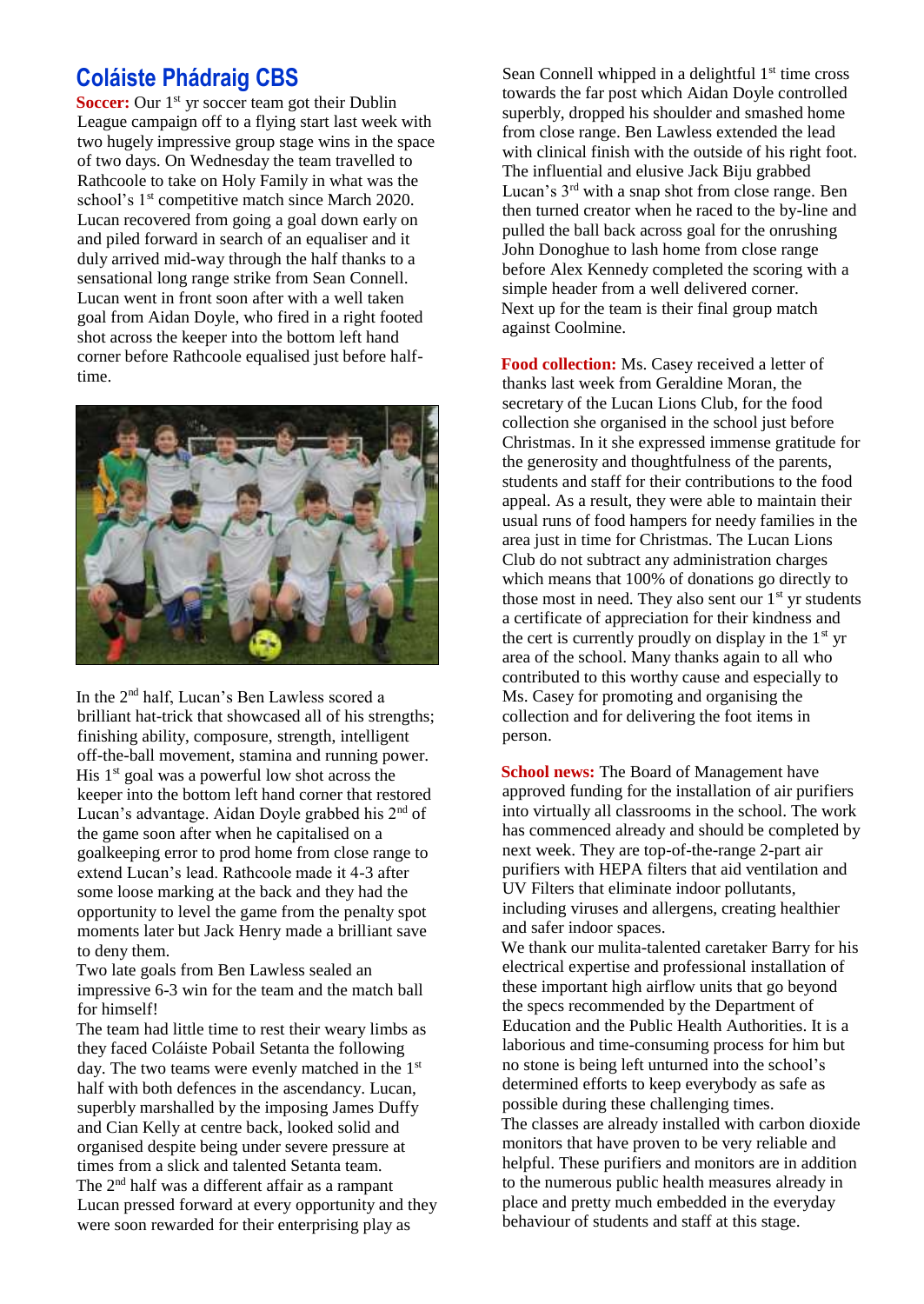## Coláiste Phádraig CBS

**Soccer:** Our 1st yr soccer team got their Dublin League campaign off to a flying start last week with two hugely impressive group stage wins in the space of two days. On Wednesday the team travelled to Rathcoole to take on Holy Family in what was the school's 1st competitive match since March 2020. Lucan recovered from going a goal down early on and piled forward in search of an equaliser and it duly arrived mid-way through the half thanks to a sensational long range strike from Sean Connell. Lucan went in front soon after with a well taken goal from Aidan Doyle, who fired in a right footed shot across the keeper into the bottom left hand corner before Rathcoole equalised just before half-time.

In the 2nd half, Lucan's Ben Lawless scored a brilliant hat-trick that showcased all of his strengths; finishing ability, composure, strength, intelligent off-the-ball movement, stamina and running power. His 1st goal was a powerful low shot across the keeper into the bottom left hand corner that restored Lucan's advantage. Aidan Doyle grabbed his 2nd of the game soon after when he capitalised on a goalkeeping error to prod home from close range to extend Lucan's lead. Rathcoole made it 4-3 after some loose marking at the back and they had the opportunity to level the game from the penalty spot moments later but Jack Henry made a brilliant save to deny them.

Two late goals from Ben Lawless sealed an impressive 6-3 win for the team and the match ball for himself!

The team had little time to rest their weary limbs as they faced Coláiste Pobail Setanta the following day. The two teams were evenly matched in the 1st half with both defences in the ascendancy. Lucan, superbly marshalled by the imposing James Duffy and Cian Kelly at centre back, looked solid and organised despite being under severe pressure at times from a slick and talented Setanta team.

The 2nd half was a different affair as a rampant Lucan pressed forward at every opportunity and they were soon rewarded for their enterprising play as Sean Connell whipped in a delightful 1st time cross towards the far post which Aidan Doyle controlled superbly, dropped his shoulder and smashed home from close range. Ben Lawless extended the lead with clinical finish with the outside of his right foot. The influential and elusive Jack Biju grabbed Lucan's 3rd with a snap shot from close range. Ben then turned creator when he raced to the by-line and pulled the ball back across goal for the onrushing John Donoghue to lash home from close range before Alex Kennedy completed the scoring with a simple header from a well delivered corner.

Next up for the team is their final group match against Coolmine.

**Food collection:** Ms. Casey received a letter of thanks last week from Geraldine Moran, the secretary of the Lucan Lions Club, for the food collection she organised in the school just before Christmas. In it she expressed immense gratitude for the generosity and thoughtfulness of the parents, students and staff for their contributions to the food appeal. As a result, they were able to maintain their usual runs of food hampers for needy families in the area just in time for Christmas. The Lucan Lions Club do not subtract any administration charges which means that 100% of donations go directly to those most in need. They also sent our 1st yr students a certificate of appreciation for their kindness and the cert is currently proudly on display in the 1st yr area of the school. Many thanks again to all who contributed to this worthy cause and especially to Ms. Casey for promoting and organising the collection and for delivering the foot items in person.

**School news:** The Board of Management have approved funding for the installation of air purifiers into virtually all classrooms in the school. The work has commenced already and should be completed by next week. They are top-of-the-range 2-part air purifiers with HEPA filters that aid ventilation and UV Filters that eliminate indoor pollutants, including viruses and allergens, creating healthier and safer indoor spaces.

We thank our mulita-talented caretaker Barry for his electrical expertise and professional installation of these important high airflow units that go beyond the specs recommended by the Department of Education and the Public Health Authorities. It is a laborious and time-consuming process for him but no stone is being left unturned into the school's determined efforts to keep everybody as safe as possible during these challenging times.

The classes are already installed with carbon dioxide monitors that have proven to be very reliable and helpful. These purifiers and monitors are in addition to the numerous public health measures already in place and pretty much embedded in the everyday behaviour of students and staff at this stage.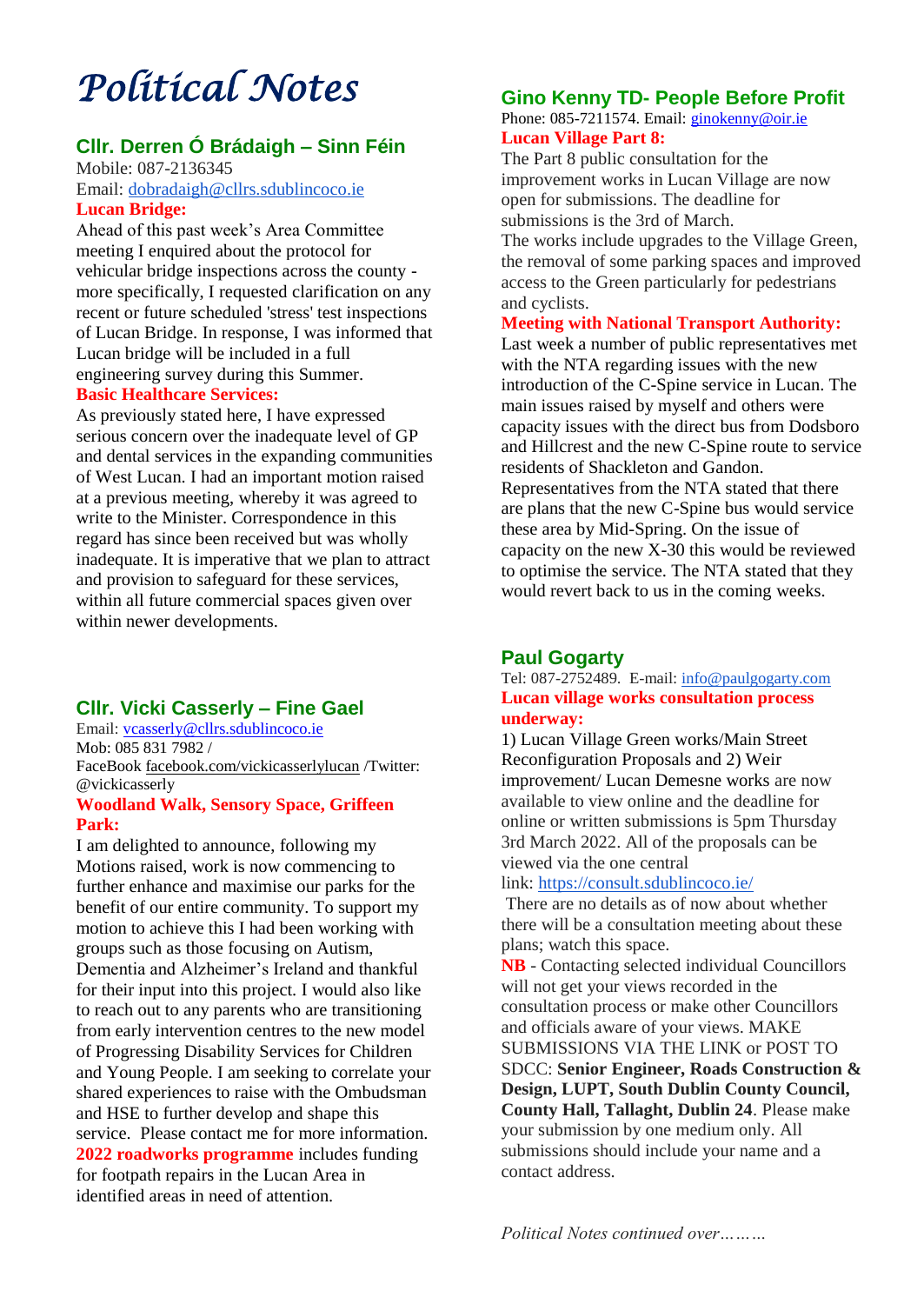# *Political Notes*

## Cllr. Derren Ó Brádaigh – Sinn Féin

Mobile: 087-2136345
Email: dobradaigh@cllrs.sdublincoco.ie

**Lucan Bridge:**

Ahead of this past week's Area Committee meeting I enquired about the protocol for vehicular bridge inspections across the county - more specifically, I requested clarification on any recent or future scheduled 'stress' test inspections of Lucan Bridge. In response, I was informed that Lucan bridge will be included in a full engineering survey during this Summer.

**Basic Healthcare Services:**

As previously stated here, I have expressed serious concern over the inadequate level of GP and dental services in the expanding communities of West Lucan. I had an important motion raised at a previous meeting, whereby it was agreed to write to the Minister. Correspondence in this regard has since been received but was wholly inadequate. It is imperative that we plan to attract and provision to safeguard for these services, within all future commercial spaces given over within newer developments.

## Cllr. Vicki Casserly – Fine Gael

Email: vcasserly@cllrs.sdublincoco.ie
Mob: 085 831 7982 /
FaceBook facebook.com/vickicasserlylucan /Twitter: @vickicasserly

**Woodland Walk, Sensory Space, Griffeen Park:**

I am delighted to announce, following my Motions raised, work is now commencing to further enhance and maximise our parks for the benefit of our entire community. To support my motion to achieve this I had been working with groups such as those focusing on Autism, Dementia and Alzheimer's Ireland and thankful for their input into this project. I would also like to reach out to any parents who are transitioning from early intervention centres to the new model of Progressing Disability Services for Children and Young People. I am seeking to correlate your shared experiences to raise with the Ombudsman and HSE to further develop and shape this service. Please contact me for more information.

**2022 roadworks programme** includes funding for footpath repairs in the Lucan Area in identified areas in need of attention.

## Gino Kenny TD- People Before Profit

Phone: 085-7211574. Email: ginokenny@oir.ie

**Lucan Village Part 8:**

The Part 8 public consultation for the improvement works in Lucan Village are now open for submissions. The deadline for submissions is the 3rd of March.

The works include upgrades to the Village Green, the removal of some parking spaces and improved access to the Green particularly for pedestrians and cyclists.

**Meeting with National Transport Authority:**

Last week a number of public representatives met with the NTA regarding issues with the new introduction of the C-Spine service in Lucan. The main issues raised by myself and others were capacity issues with the direct bus from Dodsboro and Hillcrest and the new C-Spine route to service residents of Shackleton and Gandon. Representatives from the NTA stated that there are plans that the new C-Spine bus would service these area by Mid-Spring. On the issue of capacity on the new X-30 this would be reviewed to optimise the service. The NTA stated that they would revert back to us in the coming weeks.

## Paul Gogarty

Tel: 087-2752489. E-mail: info@paulgogarty.com

**Lucan village works consultation process underway:**

1) Lucan Village Green works/Main Street Reconfiguration Proposals and 2) Weir improvement/ Lucan Demesne works are now available to view online and the deadline for online or written submissions is 5pm Thursday 3rd March 2022. All of the proposals can be viewed via the one central link: https://consult.sdublincoco.ie/

There are no details as of now about whether there will be a consultation meeting about these plans; watch this space.

**NB** - Contacting selected individual Councillors will not get your views recorded in the consultation process or make other Councillors and officials aware of your views. MAKE SUBMISSIONS VIA THE LINK or POST TO SDCC: **Senior Engineer, Roads Construction & Design, LUPT, South Dublin County Council, County Hall, Tallaght, Dublin 24**. Please make your submission by one medium only. All submissions should include your name and a contact address.

*Political Notes continued over………*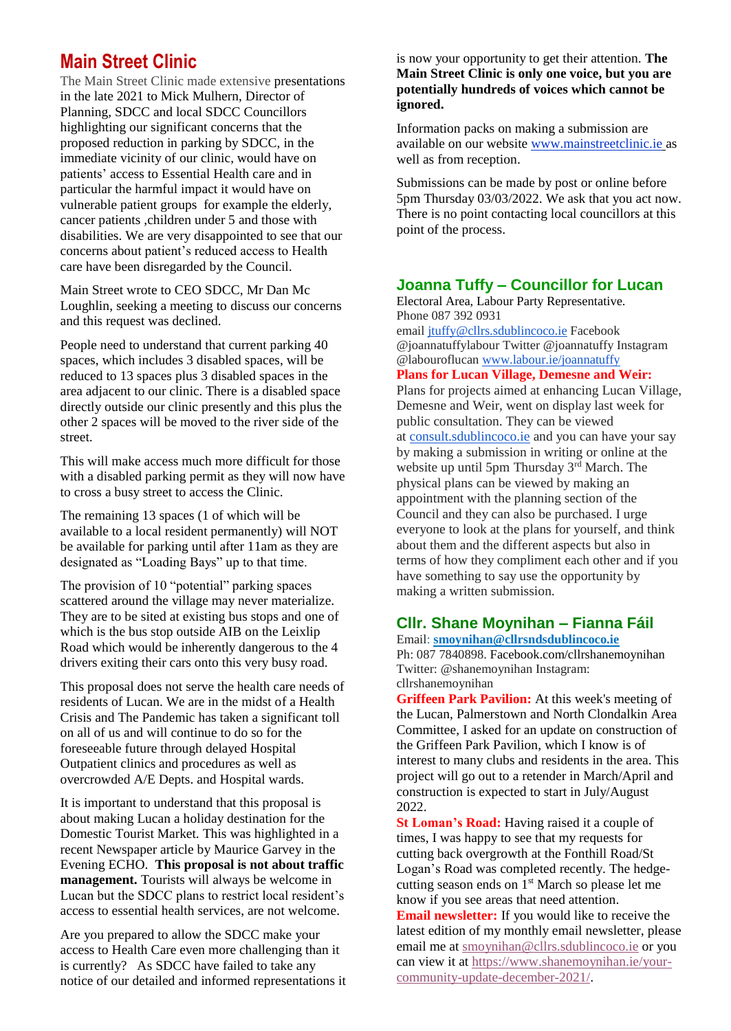## Main Street Clinic

The Main Street Clinic made extensive presentations in the late 2021 to Mick Mulhern, Director of Planning, SDCC and local SDCC Councillors highlighting our significant concerns that the proposed reduction in parking by SDCC, in the immediate vicinity of our clinic, would have on patients' access to Essential Health care and in particular the harmful impact it would have on vulnerable patient groups for example the elderly, cancer patients ,children under 5 and those with disabilities. We are very disappointed to see that our concerns about patient's reduced access to Health care have been disregarded by the Council.

Main Street wrote to CEO SDCC, Mr Dan Mc Loughlin, seeking a meeting to discuss our concerns and this request was declined.

People need to understand that current parking 40 spaces, which includes 3 disabled spaces, will be reduced to 13 spaces plus 3 disabled spaces in the area adjacent to our clinic. There is a disabled space directly outside our clinic presently and this plus the other 2 spaces will be moved to the river side of the street.

This will make access much more difficult for those with a disabled parking permit as they will now have to cross a busy street to access the Clinic.

The remaining 13 spaces (1 of which will be available to a local resident permanently) will NOT be available for parking until after 11am as they are designated as "Loading Bays" up to that time.

The provision of 10 "potential" parking spaces scattered around the village may never materialize. They are to be sited at existing bus stops and one of which is the bus stop outside AIB on the Leixlip Road which would be inherently dangerous to the 4 drivers exiting their cars onto this very busy road.

This proposal does not serve the health care needs of residents of Lucan. We are in the midst of a Health Crisis and The Pandemic has taken a significant toll on all of us and will continue to do so for the foreseeable future through delayed Hospital Outpatient clinics and procedures as well as overcrowded A/E Depts. and Hospital wards.

It is important to understand that this proposal is about making Lucan a holiday destination for the Domestic Tourist Market. This was highlighted in a recent Newspaper article by Maurice Garvey in the Evening ECHO. **This proposal is not about traffic management.** Tourists will always be welcome in Lucan but the SDCC plans to restrict local resident's access to essential health services, are not welcome.

Are you prepared to allow the SDCC make your access to Health Care even more challenging than it is currently? As SDCC have failed to take any notice of our detailed and informed representations it is now your opportunity to get their attention. **The Main Street Clinic is only one voice, but you are potentially hundreds of voices which cannot be ignored.**

Information packs on making a submission are available on our website www.mainstreetclinic.ie as well as from reception.

Submissions can be made by post or online before 5pm Thursday 03/03/2022. We ask that you act now. There is no point contacting local councillors at this point of the process.

## Joanna Tuffy – Councillor for Lucan

Electoral Area, Labour Party Representative.
Phone 087 392 0931
email jtuffy@cllrs.sdublincoco.ie Facebook @joannatuffylabour Twitter @joannatuffy Instagram @labouroflucan www.labour.ie/joannatuffy

**Plans for Lucan Village, Demesne and Weir:**
Plans for projects aimed at enhancing Lucan Village, Demesne and Weir, went on display last week for public consultation. They can be viewed at consult.sdublincoco.ie and you can have your say by making a submission in writing or online at the website up until 5pm Thursday 3rd March. The physical plans can be viewed by making an appointment with the planning section of the Council and they can also be purchased. I urge everyone to look at the plans for yourself, and think about them and the different aspects but also in terms of how they compliment each other and if you have something to say use the opportunity by making a written submission.

## Cllr. Shane Moynihan – Fianna Fáil

Email: **smoynihan@cllrsndsdublincoco.ie**
Ph: 087 7840898. Facebook.com/cllrshanemoynihan
Twitter: @shanemoynihan Instagram: cllrshanemoynihan

**Griffeen Park Pavilion:** At this week's meeting of the Lucan, Palmerstown and North Clondalkin Area Committee, I asked for an update on construction of the Griffeen Park Pavilion, which I know is of interest to many clubs and residents in the area. This project will go out to a retender in March/April and construction is expected to start in July/August 2022.

**St Loman's Road:** Having raised it a couple of times, I was happy to see that my requests for cutting back overgrowth at the Fonthill Road/St Logan's Road was completed recently. The hedge-cutting season ends on 1st March so please let me know if you see areas that need attention.

**Email newsletter:** If you would like to receive the latest edition of my monthly email newsletter, please email me at smoynihan@cllrs.sdublincoco.ie or you can view it at https://www.shanemoynihan.ie/your-community-update-december-2021/.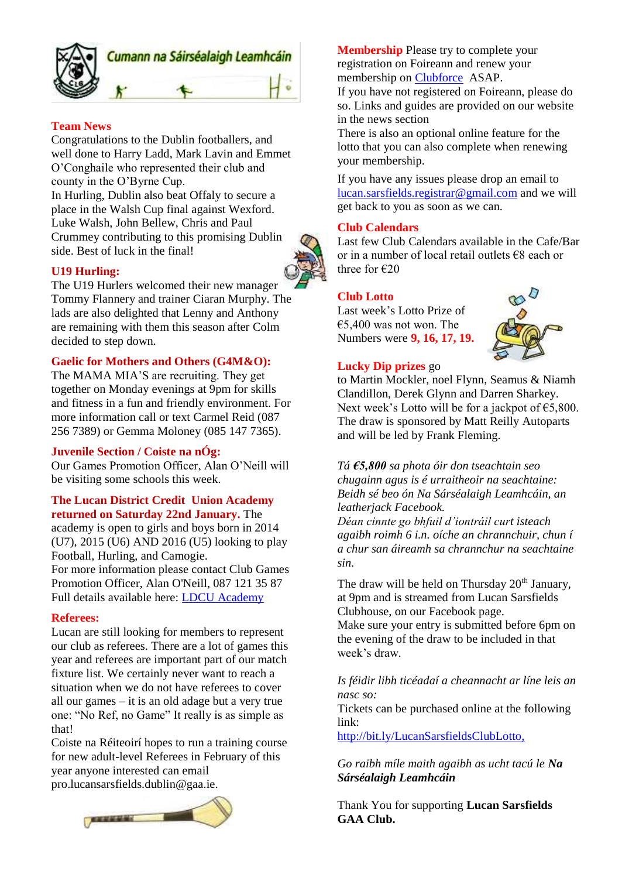# Cumann na Sáirséalaigh Leamhcáin

**Team News**

Congratulations to the Dublin footballers, and well done to Harry Ladd, Mark Lavin and Emmet O'Conghaile who represented their club and county in the O'Byrne Cup.

In Hurling, Dublin also beat Offaly to secure a place in the Walsh Cup final against Wexford. Luke Walsh, John Bellew, Chris and Paul Crummey contributing to this promising Dublin side. Best of luck in the final!

**U19 Hurling:**

The U19 Hurlers welcomed their new manager Tommy Flannery and trainer Ciaran Murphy. The lads are also delighted that Lenny and Anthony are remaining with them this season after Colm decided to step down.

**Gaelic for Mothers and Others (G4M&O):**

The MAMA MIA'S are recruiting. They get together on Monday evenings at 9pm for skills and fitness in a fun and friendly environment. For more information call or text Carmel Reid (087 256 7389) or Gemma Moloney (085 147 7365).

**Juvenile Section / Coiste na nÓg:**

Our Games Promotion Officer, Alan O'Neill will be visiting some schools this week.

**The Lucan District Credit Union Academy returned on Saturday 22nd January.** The academy is open to girls and boys born in 2014 (U7), 2015 (U6) AND 2016 (U5) looking to play Football, Hurling, and Camogie.

For more information please contact Club Games Promotion Officer, Alan O'Neill, 087 121 35 87

Full details available here: LDCU Academy

**Referees:**

Lucan are still looking for members to represent our club as referees. There are a lot of games this year and referees are important part of our match fixture list. We certainly never want to reach a situation when we do not have referees to cover all our games – it is an old adage but a very true one: "No Ref, no Game" It really is as simple as that!

Coiste na Réiteoirí hopes to run a training course for new adult-level Referees in February of this year anyone interested can email pro.lucansarsfields.dublin@gaa.ie.

**Membership** Please try to complete your registration on Foireann and renew your membership on Clubforce ASAP.

If you have not registered on Foireann, please do so. Links and guides are provided on our website in the news section

There is also an optional online feature for the lotto that you can also complete when renewing your membership.

If you have any issues please drop an email to lucan.sarsfields.registrar@gmail.com and we will get back to you as soon as we can.

**Club Calendars**

Last few Club Calendars available in the Cafe/Bar or in a number of local retail outlets €8 each or three for €20

**Club Lotto**

Last week's Lotto Prize of €5,400 was not won. The Numbers were **9, 16, 17, 19.**

**Lucky Dip prizes** go to Martin Mockler, noel Flynn, Seamus & Niamh Clandillon, Derek Glynn and Darren Sharkey.

Next week's Lotto will be for a jackpot of €5,800. The draw is sponsored by Matt Reilly Autoparts and will be led by Frank Fleming.

*Tá **€5,800** sa photа óir don tseachtain seo chugainn agus is é urraitheoir na seachtaine: Beidh sé beo ón Na Sárséalaigh Leamhcáin, an leatherjack Facebook.*

*Déan cinnte go bhfuil d'iontráil curt isteach agaibh roimh 6 i.n. oíche an chrannchuir, chun í a chur san áireamh sa chrannchur na seachtaine sin.*

The draw will be held on Thursday 20th January, at 9pm and is streamed from Lucan Sarsfields Clubhouse, on our Facebook page.

Make sure your entry is submitted before 6pm on the evening of the draw to be included in that week's draw.

*Is féidir libh ticéadaí a cheannacht ar líne leis an nasc so:*

Tickets can be purchased online at the following link:

http://bit.ly/LucanSarsfieldsClubLotto,

*Go raibh míle maith agaibh as ucht tacú le **Na Sárséalaigh Leamhcáin***

Thank You for supporting **Lucan Sarsfields GAA Club.**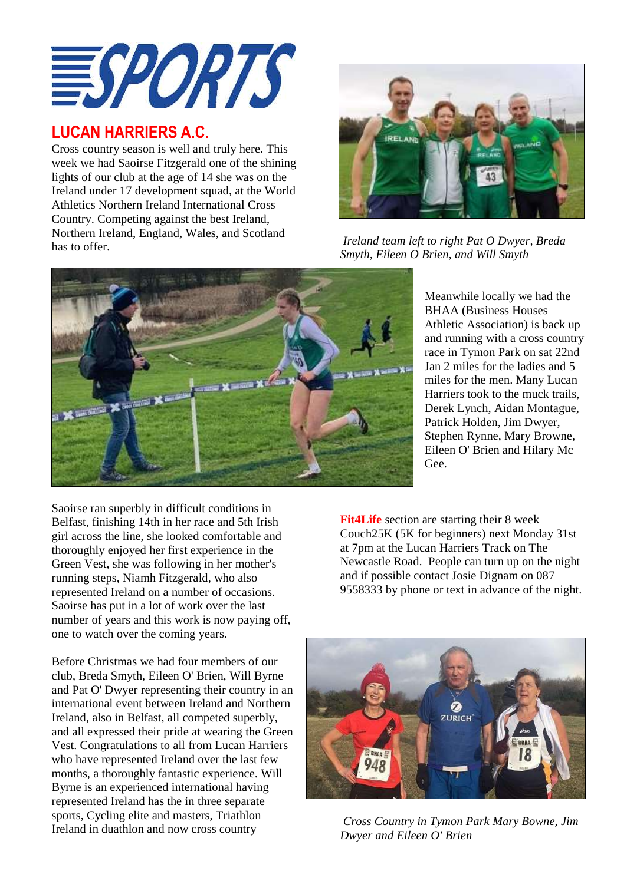# SPORTS

## LUCAN HARRIERS A.C.

Cross country season is well and truly here. This week we had Saoirse Fitzgerald one of the shining lights of our club at the age of 14 she was on the Ireland under 17 development squad, at the World Athletics Northern Ireland International Cross Country. Competing against the best Ireland, Northern Ireland, England, Wales, and Scotland has to offer.

*Ireland team left to right Pat O Dwyer, Breda Smyth, Eileen O Brien, and Will Smyth*

Meanwhile locally we had the BHAA (Business Houses Athletic Association) is back up and running with a cross country race in Tymon Park on sat 22nd Jan 2 miles for the ladies and 5 miles for the men. Many Lucan Harriers took to the muck trails, Derek Lynch, Aidan Montague, Patrick Holden, Jim Dwyer, Stephen Rynne, Mary Browne, Eileen O' Brien and Hilary Mc Gee.

Saoirse ran superbly in difficult conditions in Belfast, finishing 14th in her race and 5th Irish girl across the line, she looked comfortable and thoroughly enjoyed her first experience in the Green Vest, she was following in her mother's running steps, Niamh Fitzgerald, who also represented Ireland on a number of occasions. Saoirse has put in a lot of work over the last number of years and this work is now paying off, one to watch over the coming years.

Before Christmas we had four members of our club, Breda Smyth, Eileen O' Brien, Will Byrne and Pat O' Dwyer representing their country in an international event between Ireland and Northern Ireland, also in Belfast, all competed superbly, and all expressed their pride at wearing the Green Vest. Congratulations to all from Lucan Harriers who have represented Ireland over the last few months, a thoroughly fantastic experience. Will Byrne is an experienced international having represented Ireland has the in three separate sports, Cycling elite and masters, Triathlon Ireland in duathlon and now cross country

**Fit4Life** section are starting their 8 week Couch25K (5K for beginners) next Monday 31st at 7pm at the Lucan Harriers Track on The Newcastle Road. People can turn up on the night and if possible contact Josie Dignam on 087 9558333 by phone or text in advance of the night.

*Cross Country in Tymon Park Mary Bowne, Jim Dwyer and Eileen O' Brien*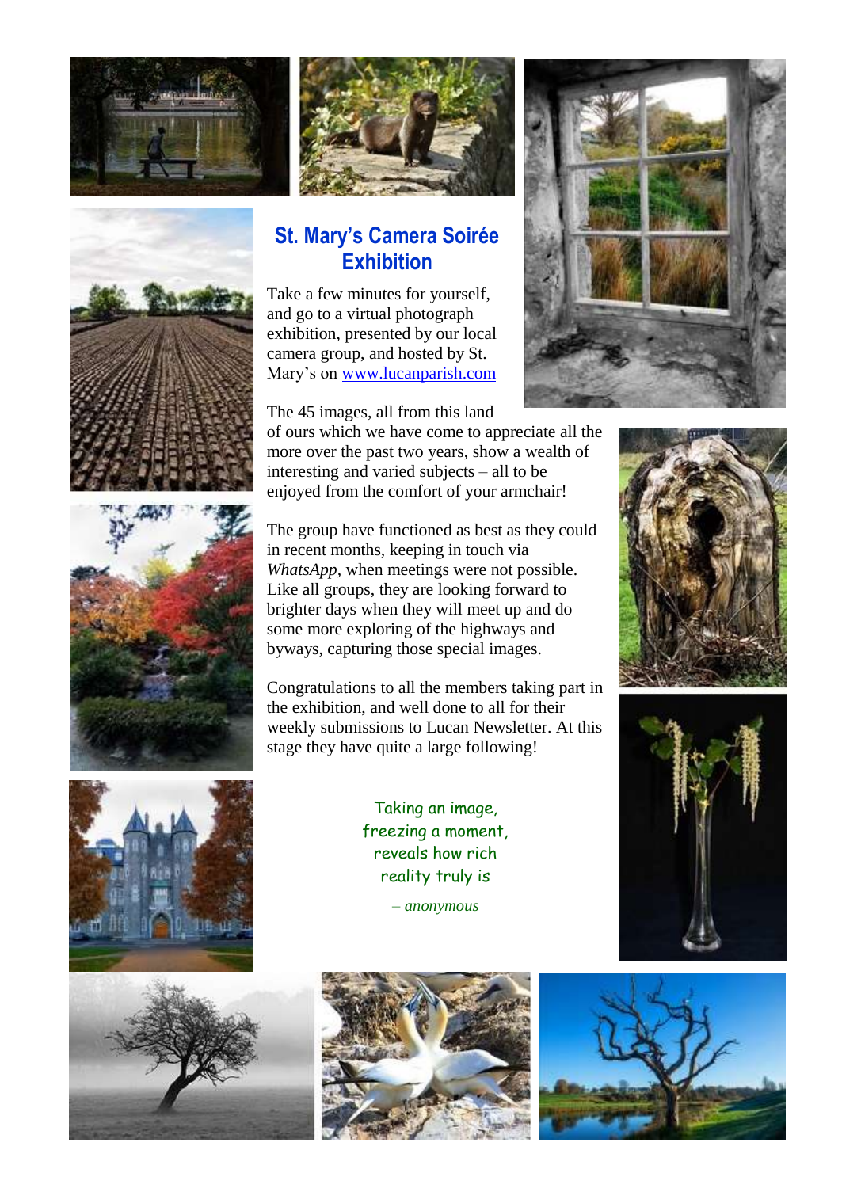## St. Mary's Camera Soirée Exhibition

Take a few minutes for yourself, and go to a virtual photograph exhibition, presented by our local camera group, and hosted by St. Mary's on www.lucanparish.com

The 45 images, all from this land of ours which we have come to appreciate all the more over the past two years, show a wealth of interesting and varied subjects – all to be enjoyed from the comfort of your armchair!

The group have functioned as best as they could in recent months, keeping in touch via *WhatsApp*, when meetings were not possible. Like all groups, they are looking forward to brighter days when they will meet up and do some more exploring of the highways and byways, capturing those special images.

Congratulations to all the members taking part in the exhibition, and well done to all for their weekly submissions to Lucan Newsletter. At this stage they have quite a large following!

Taking an image,
freezing a moment,
reveals how rich
reality truly is

*– anonymous*